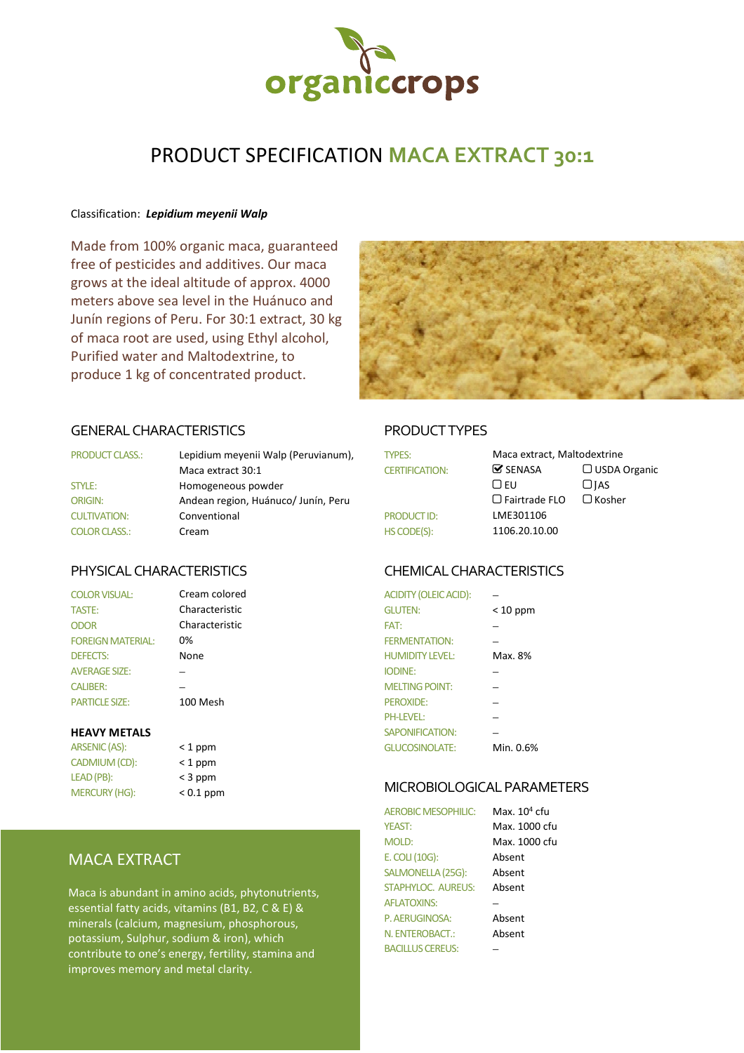organiccrops

# PRODUCT SPECIFICATION MACA EXTRACT 30:1

Classification: ***Lepidium meyenii Walp***

Made from 100% organic maca, guaranteed free of pesticides and additives. Our maca grows at the ideal altitude of approx. 4000 meters above sea level in the Huánuco and Junín regions of Peru. For 30:1 extract, 30 kg of maca root are used, using Ethyl alcohol, Purified water and Maltodextrine, to produce 1 kg of concentrated product.

## GENERAL CHARACTERISTICS

| | |
|---|---|
| PRODUCT CLASS.: | Lepidium meyenii Walp (Peruvianum), Maca extract 30:1 |
| STYLE: | Homogeneous powder |
| ORIGIN: | Andean region, Huánuco/ Junín, Peru |
| CULTIVATION: | Conventional |
| COLOR CLASS.: | Cream |

## PRODUCT TYPES

| | | |
|---|---|---|
| TYPES: | Maca extract, Maltodextrine | |
| CERTIFICATION: | ☑ SENASA | ☐ USDA Organic |
| | ☐ EU | ☐ JAS |
| | ☐ Fairtrade FLO | ☐ Kosher |
| PRODUCT ID: | LME301106 | |
| HS CODE(S): | 1106.20.10.00 | |

## PHYSICAL CHARACTERISTICS

| | |
|---|---|
| COLOR VISUAL: | Cream colored |
| TASTE: | Characteristic |
| ODOR | Characteristic |
| FOREIGN MATERIAL: | 0% |
| DEFECTS: | None |
| AVERAGE SIZE: | – |
| CALIBER: | – |
| PARTICLE SIZE: | 100 Mesh |

### HEAVY METALS

| | |
|---|---|
| ARSENIC (AS): | < 1 ppm |
| CADMIUM (CD): | < 1 ppm |
| LEAD (PB): | < 3 ppm |
| MERCURY (HG): | < 0.1 ppm |

## CHEMICAL CHARACTERISTICS

| | |
|---|---|
| ACIDITY (OLEIC ACID): | – |
| GLUTEN: | < 10 ppm |
| FAT: | – |
| FERMENTATION: | – |
| HUMIDITY LEVEL: | Max. 8% |
| IODINE: | – |
| MELTING POINT: | – |
| PEROXIDE: | – |
| PH-LEVEL: | – |
| SAPONIFICATION: | – |
| GLUCOSINOLATE: | Min. 0.6% |

## MICROBIOLOGICAL PARAMETERS

| | |
|---|---|
| AEROBIC MESOPHILIC: | Max. $10^4$ cfu |
| YEAST: | Max. 1000 cfu |
| MOLD: | Max. 1000 cfu |
| E. COLI (10G): | Absent |
| SALMONELLA (25G): | Absent |
| STAPHYLOC. AUREUS: | Absent |
| AFLATOXINS: | – |
| P. AERUGINOSA: | Absent |
| N. ENTEROBACT.: | Absent |
| BACILLUS CEREUS: | – |

## MACA EXTRACT

Maca is abundant in amino acids, phytonutrients, essential fatty acids, vitamins (B1, B2, C & E) & minerals (calcium, magnesium, phosphorous, potassium, Sulphur, sodium & iron), which contribute to one's energy, fertility, stamina and improves memory and metal clarity.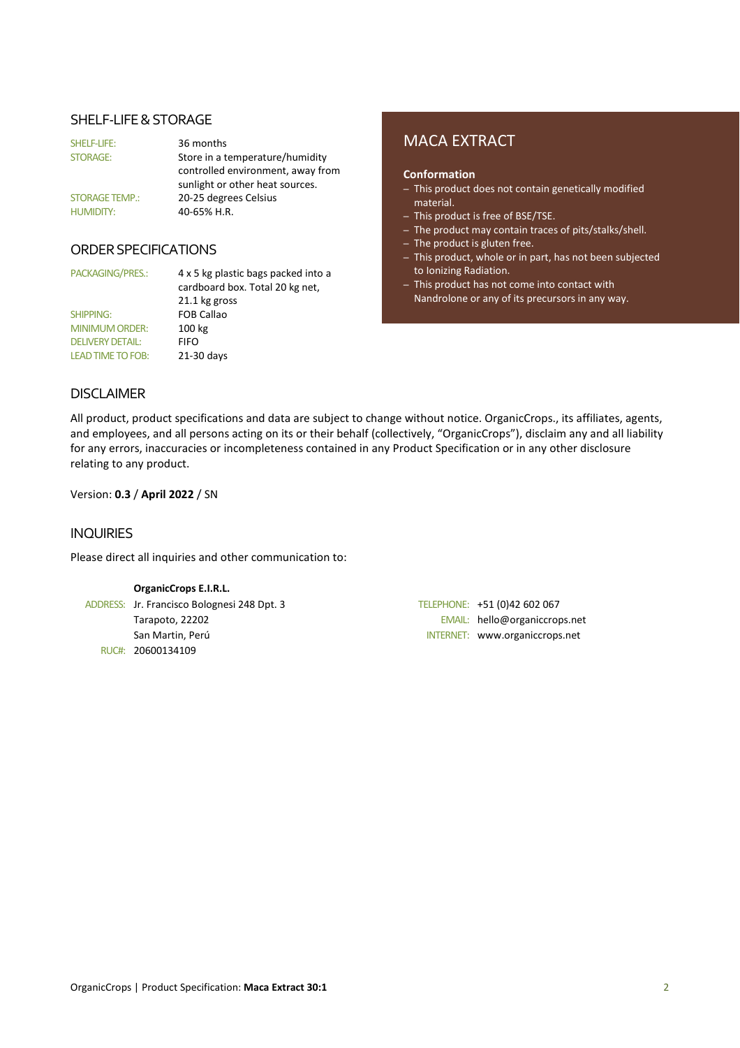## SHELF-LIFE & STORAGE

| | |
|---|---|
| SHELF-LIFE: | 36 months |
| STORAGE: | Store in a temperature/humidity controlled environment, away from sunlight or other heat sources. |
| STORAGE TEMP.: | 20-25 degrees Celsius |
| HUMIDITY: | 40-65% H.R. |

## ORDER SPECIFICATIONS

| | |
|---|---|
| PACKAGING/PRES.: | 4 x 5 kg plastic bags packed into a cardboard box. Total 20 kg net, 21.1 kg gross |
| SHIPPING: | FOB Callao |
| MINIMUM ORDER: | 100 kg |
| DELIVERY DETAIL: | FIFO |
| LEAD TIME TO FOB: | 21-30 days |

## MACA EXTRACT

**Conformation**

- This product does not contain genetically modified material.
- This product is free of BSE/TSE.
- The product may contain traces of pits/stalks/shell.
- The product is gluten free.
- This product, whole or in part, has not been subjected to Ionizing Radiation.
- This product has not come into contact with Nandrolone or any of its precursors in any way.

## DISCLAIMER

All product, product specifications and data are subject to change without notice. OrganicCrops., its affiliates, agents, and employees, and all persons acting on its or their behalf (collectively, "OrganicCrops"), disclaim any and all liability for any errors, inaccuracies or incompleteness contained in any Product Specification or in any other disclosure relating to any product.

Version: **0.3** / **April 2022** / SN

## INQUIRIES

Please direct all inquiries and other communication to:

**OrganicCrops E.I.R.L.**

ADDRESS: Jr. Francisco Bolognesi 248 Dpt. 3
Tarapoto, 22202
San Martin, Perú

RUC#: 20600134109

TELEPHONE: +51 (0)42 602 067
EMAIL: hello@organiccrops.net
INTERNET: www.organiccrops.net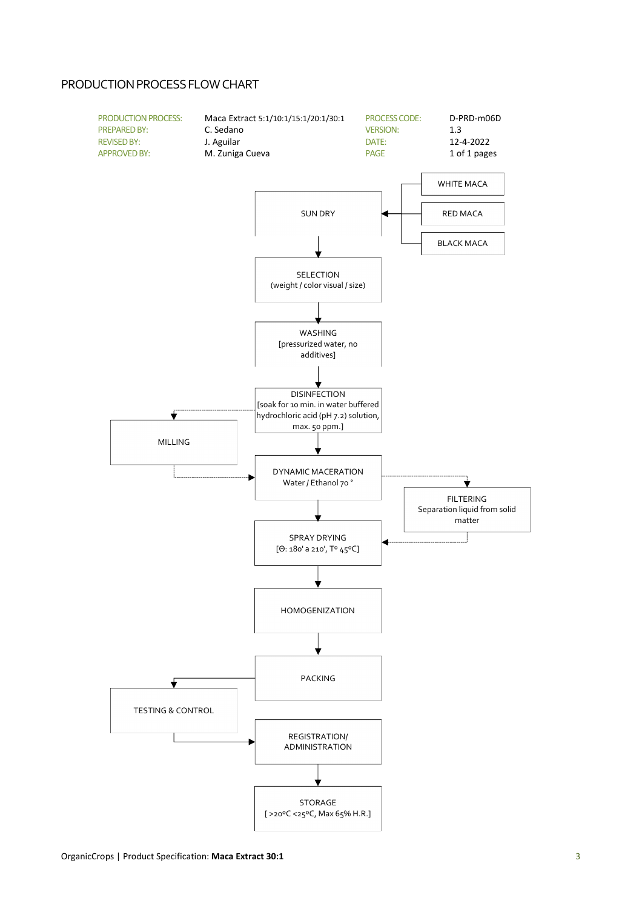# PRODUCTION PROCESS FLOW CHART

| | | | |
|---|---|---|---|
| PRODUCTION PROCESS: | Maca Extract 5:1/10:1/15:1/20:1/30:1 | PROCESS CODE: | D-PRD-m06D |
| PREPARED BY: | C. Sedano | VERSION: | 1.3 |
| REVISED BY: | J. Aguilar | DATE: | 12-4-2022 |
| APPROVED BY: | M. Zuniga Cueva | PAGE | 1 of 1 pages |

WHITE MACA

RED MACA

BLACK MACA

SUN DRY

SELECTION
(weight / color visual / size)

WASHING
[pressurized water, no additives]

DISINFECTION
[soak for 10 min. in water buffered hydrochloric acid (pH 7.2) solution, max. 50 ppm.]

MILLING

DYNAMIC MACERATION
Water / Ethanol 70 °

FILTERING
Separation liquid from solid matter

SPRAY DRYING
[Θ: 180' a 210', T° 45°C]

HOMOGENIZATION

PACKING

TESTING & CONTROL

REGISTRATION/ ADMINISTRATION

STORAGE
[ >20°C <25°C, Max 65% H.R.]